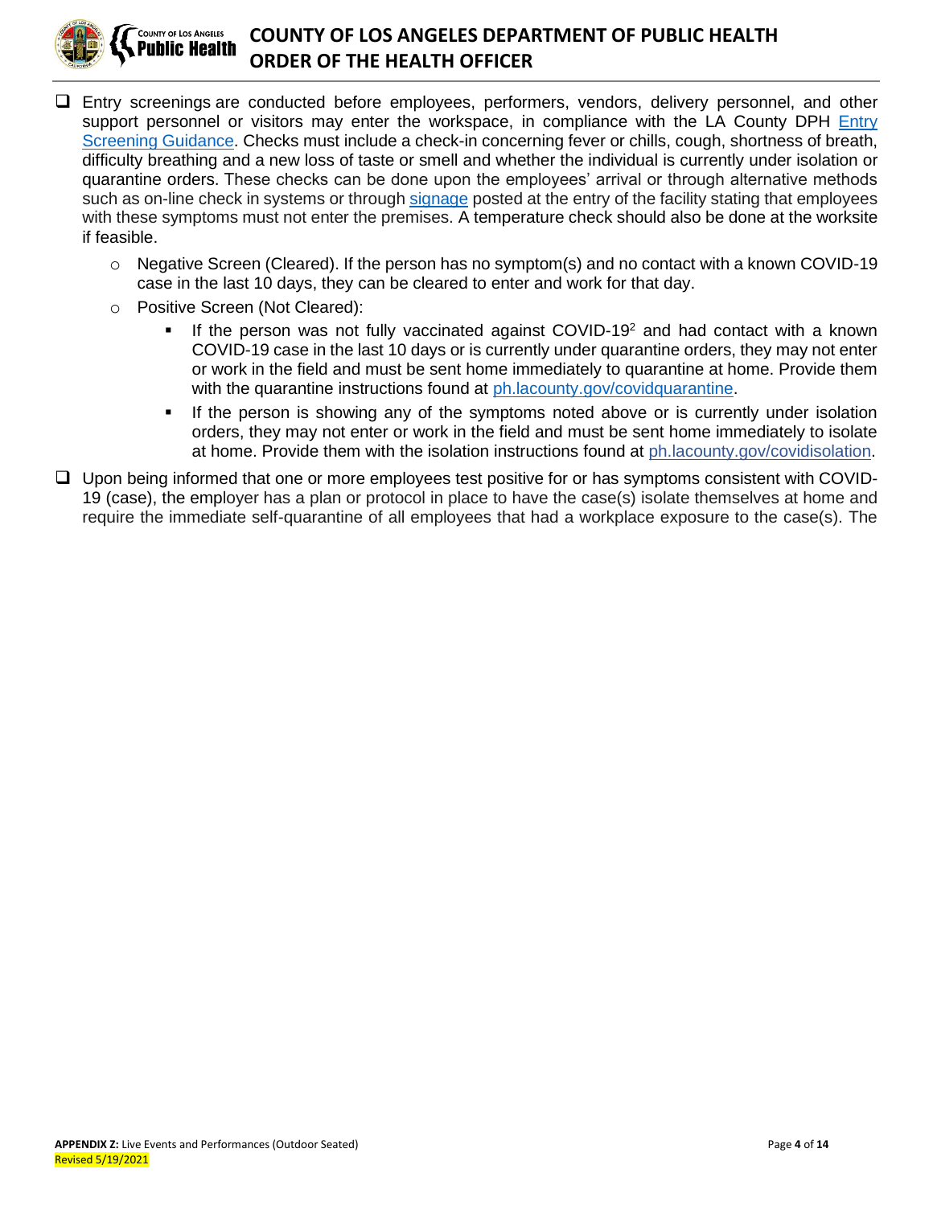- [ ] Entry screenings are conducted before employees, performers, vendors, delivery personnel, and other support personnel or visitors may enter the workspace, in compliance with the LA County DPH Entry Screening Guidance. Checks must include a check-in concerning fever or chills, cough, shortness of breath, difficulty breathing and a new loss of taste or smell and whether the individual is currently under isolation or quarantine orders. These checks can be done upon the employees' arrival or through alternative methods such as on-line check in systems or through signage posted at the entry of the facility stating that employees with these symptoms must not enter the premises. A temperature check should also be done at the worksite if feasible.
  - Negative Screen (Cleared). If the person has no symptom(s) and no contact with a known COVID-19 case in the last 10 days, they can be cleared to enter and work for that day.
  - Positive Screen (Not Cleared):
    - If the person was not fully vaccinated against COVID-19[2] and had contact with a known COVID-19 case in the last 10 days or is currently under quarantine orders, they may not enter or work in the field and must be sent home immediately to quarantine at home. Provide them with the quarantine instructions found at ph.lacounty.gov/covidquarantine.
    - If the person is showing any of the symptoms noted above or is currently under isolation orders, they may not enter or work in the field and must be sent home immediately to isolate at home. Provide them with the isolation instructions found at ph.lacounty.gov/covidisolation.
- [ ] Upon being informed that one or more employees test positive for or has symptoms consistent with COVID-19 (case), the employer has a plan or protocol in place to have the case(s) isolate themselves at home and require the immediate self-quarantine of all employees that had a workplace exposure to the case(s). The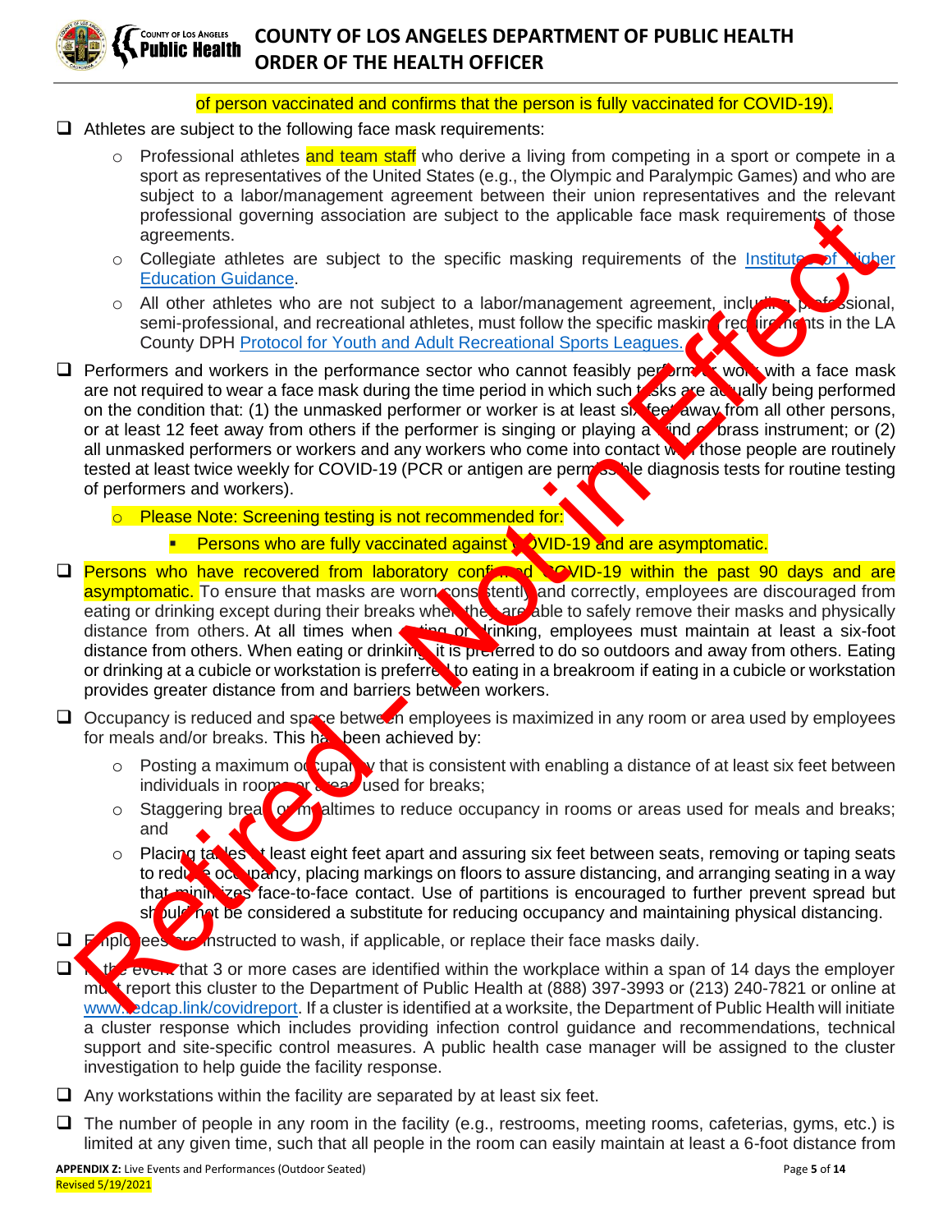of person vaccinated and confirms that the person is fully vaccinated for COVID-19).

- ☐ Athletes are subject to the following face mask requirements:
  - Professional athletes and team staff who derive a living from competing in a sport or compete in a sport as representatives of the United States (e.g., the Olympic and Paralympic Games) and who are subject to a labor/management agreement between their union representatives and the relevant professional governing association are subject to the applicable face mask requirements of those agreements.
  - Collegiate athletes are subject to the specific masking requirements of the [Institutes of Higher Education Guidance](#).
  - All other athletes who are not subject to a labor/management agreement, including professional, semi-professional, and recreational athletes, must follow the specific masking requirements in the LA County DPH [Protocol for Youth and Adult Recreational Sports Leagues](#).
- ☐ Performers and workers in the performance sector who cannot feasibly perform or work with a face mask are not required to wear a face mask during the time period in which such tasks are actually being performed on the condition that: (1) the unmasked performer or worker is at least six feet away from all other persons, or at least 12 feet away from others if the performer is singing or playing a wind or brass instrument; or (2) all unmasked performers or workers and any workers who come into contact with those people are routinely tested at least twice weekly for COVID-19 (PCR or antigen are permissible diagnosis tests for routine testing of performers and workers).
  - Please Note: Screening testing is not recommended for:
    - Persons who are fully vaccinated against COVID-19 and are asymptomatic.
- ☐ Persons who have recovered from laboratory confirmed COVID-19 within the past 90 days and are asymptomatic. To ensure that masks are worn consistently and correctly, employees are discouraged from eating or drinking except during their breaks when they are able to safely remove their masks and physically distance from others. At all times when eating or drinking, employees must maintain at least a six-foot distance from others. When eating or drinking, it is preferred to do so outdoors and away from others. Eating or drinking at a cubicle or workstation is preferred to eating in a breakroom if eating in a cubicle or workstation provides greater distance from and barriers between workers.
- ☐ Occupancy is reduced and space between employees is maximized in any room or area used by employees for meals and/or breaks. This has been achieved by:
  - Posting a maximum occupancy that is consistent with enabling a distance of at least six feet between individuals in rooms or areas used for breaks;
  - Staggering break or mealtimes to reduce occupancy in rooms or areas used for meals and breaks; and
  - Placing tables at least eight feet apart and assuring six feet between seats, removing or taping seats to reduce occupancy, placing markings on floors to assure distancing, and arranging seating in a way that minimizes face-to-face contact. Use of partitions is encouraged to further prevent spread but should not be considered a substitute for reducing occupancy and maintaining physical distancing.
- ☐ Employees are instructed to wash, if applicable, or replace their face masks daily.
- ☐ In the event that 3 or more cases are identified within the workplace within a span of 14 days the employer must report this cluster to the Department of Public Health at (888) 397-3993 or (213) 240-7821 or online at [www.redcap.link/covidreport](http://www.redcap.link/covidreport). If a cluster is identified at a worksite, the Department of Public Health will initiate a cluster response which includes providing infection control guidance and recommendations, technical support and site-specific control measures. A public health case manager will be assigned to the cluster investigation to help guide the facility response.
- ☐ Any workstations within the facility are separated by at least six feet.
- ☐ The number of people in any room in the facility (e.g., restrooms, meeting rooms, cafeterias, gyms, etc.) is limited at any given time, such that all people in the room can easily maintain at least a 6-foot distance from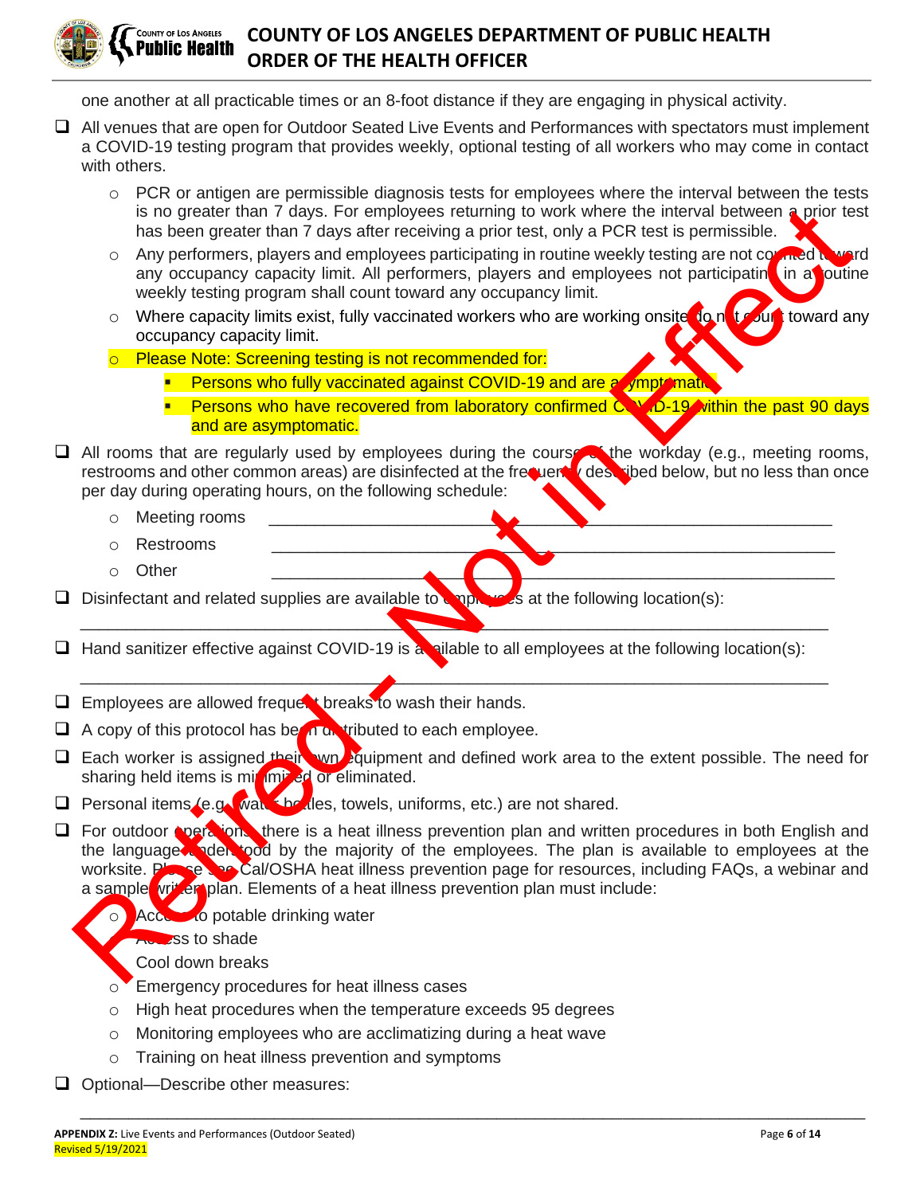one another at all practicable times or an 8-foot distance if they are engaging in physical activity.

- ❑ All venues that are open for Outdoor Seated Live Events and Performances with spectators must implement a COVID-19 testing program that provides weekly, optional testing of all workers who may come in contact with others.
  - PCR or antigen are permissible diagnosis tests for employees where the interval between the tests is no greater than 7 days. For employees returning to work where the interval between a prior test has been greater than 7 days after receiving a prior test, only a PCR test is permissible.
  - Any performers, players and employees participating in routine weekly testing are not counted toward any occupancy capacity limit. All performers, players and employees not participating in a routine weekly testing program shall count toward any occupancy limit.
  - Where capacity limits exist, fully vaccinated workers who are working onsite do not count toward any occupancy capacity limit.
  - Please Note: Screening testing is not recommended for:
    - Persons who fully vaccinated against COVID-19 and are asymptomatic.
    - Persons who have recovered from laboratory confirmed COVID-19 within the past 90 days and are asymptomatic.
- ❑ All rooms that are regularly used by employees during the course of the workday (e.g., meeting rooms, restrooms and other common areas) are disinfected at the frequency described below, but no less than once per day during operating hours, on the following schedule:
  - Meeting rooms ________________________________________________
  - Restrooms ________________________________________________
  - Other ________________________________________________
- ❑ Disinfectant and related supplies are available to employees at the following location(s):

  ________________________________________________________________

- ❑ Hand sanitizer effective against COVID-19 is available to all employees at the following location(s):

  ________________________________________________________________

- ❑ Employees are allowed frequent breaks to wash their hands.
- ❑ A copy of this protocol has been distributed to each employee.
- ❑ Each worker is assigned their own equipment and defined work area to the extent possible. The need for sharing held items is minimized or eliminated.
- ❑ Personal items (e.g. water bottles, towels, uniforms, etc.) are not shared.
- ❑ For outdoor operations, there is a heat illness prevention plan and written procedures in both English and the language understood by the majority of the employees. The plan is available to employees at the worksite. Please see Cal/OSHA heat illness prevention page for resources, including FAQs, a webinar and a sample written plan. Elements of a heat illness prevention plan must include:
  - Access to potable drinking water
  - Access to shade
  - Cool down breaks
  - Emergency procedures for heat illness cases
  - High heat procedures when the temperature exceeds 95 degrees
  - Monitoring employees who are acclimatizing during a heat wave
  - Training on heat illness prevention and symptoms
- ❑ Optional—Describe other measures:

  ________________________________________________________________

Retired - Not in Effect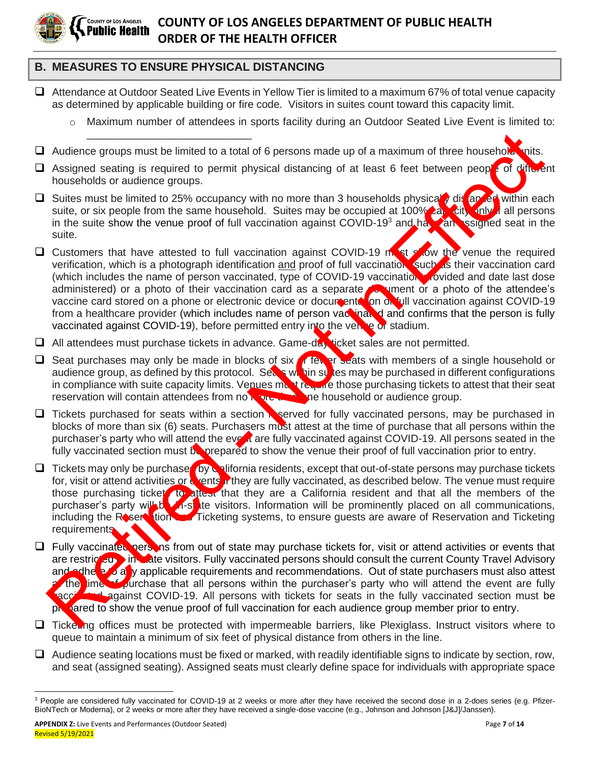## B. MEASURES TO ENSURE PHYSICAL DISTANCING

- ☐ Attendance at Outdoor Seated Live Events in Yellow Tier is limited to a maximum 67% of total venue capacity as determined by applicable building or fire code. Visitors in suites count toward this capacity limit.
  - Maximum number of attendees in sports facility during an Outdoor Seated Live Event is limited to: ___________________________
- ☐ Audience groups must be limited to a total of 6 persons made up of a maximum of three household units.
- ☐ Assigned seating is required to permit physical distancing of at least 6 feet between people of different households or audience groups.
- ☐ Suites must be limited to 25% occupancy with no more than 3 households physically distanced within each suite, or six people from the same household. Suites may be occupied at 100% capacity only if all persons in the suite show the venue proof of full vaccination against COVID-19[3] and have an assigned seat in the suite.
- ☐ Customers that have attested to full vaccination against COVID-19 must show the venue the required verification, which is a photograph identification and proof of full vaccination such as their vaccination card (which includes the name of person vaccinated, type of COVID-19 vaccination provided and date last dose administered) or a photo of their vaccination card as a separate document or a photo of the attendee's vaccine card stored on a phone or electronic device or documentation of full vaccination against COVID-19 from a healthcare provider (which includes name of person vaccinated and confirms that the person is fully vaccinated against COVID-19), before permitted entry into the venue or stadium.
- ☐ All attendees must purchase tickets in advance. Game-day ticket sales are not permitted.
- ☐ Seat purchases may only be made in blocks of six or fewer seats with members of a single household or audience group, as defined by this protocol. Seats within suites may be purchased in different configurations in compliance with suite capacity limits. Venues must require those purchasing tickets to attest that their seat reservation will contain attendees from no more than one household or audience group.
- ☐ Tickets purchased for seats within a section reserved for fully vaccinated persons, may be purchased in blocks of more than six (6) seats. Purchasers must attest at the time of purchase that all persons within the purchaser's party who will attend the event are fully vaccinated against COVID-19. All persons seated in the fully vaccinated section must be prepared to show the venue their proof of full vaccination prior to entry.
- ☐ Tickets may only be purchased by California residents, except that out-of-state persons may purchase tickets for, visit or attend activities or events if they are fully vaccinated, as described below. The venue must require those purchasing tickets to attest that they are a California resident and that all the members of the purchaser's party will be in-state visitors. Information will be prominently placed on all communications, including the Reservation and Ticketing systems, to ensure guests are aware of Reservation and Ticketing requirements.
- ☐ Fully vaccinated persons from out of state may purchase tickets for, visit or attend activities or events that are restricted to in-state visitors. Fully vaccinated persons should consult the current County Travel Advisory and adhere to any applicable requirements and recommendations. Out of state purchasers must also attest at the time of purchase that all persons within the purchaser's party who will attend the event are fully vaccinated against COVID-19. All persons with tickets for seats in the fully vaccinated section must be prepared to show the venue proof of full vaccination for each audience group member prior to entry.
- ☐ Ticketing offices must be protected with impermeable barriers, like Plexiglass. Instruct visitors where to queue to maintain a minimum of six feet of physical distance from others in the line.
- ☐ Audience seating locations must be fixed or marked, with readily identifiable signs to indicate by section, row, and seat (assigned seating). Assigned seats must clearly define space for individuals with appropriate space

[3] People are considered fully vaccinated for COVID-19 at 2 weeks or more after they have received the second dose in a 2-does series (e.g. Pfizer-BioNTech or Moderna), or 2 weeks or more after they have received a single-dose vaccine (e.g., Johnson and Johnson [J&J]/Janssen).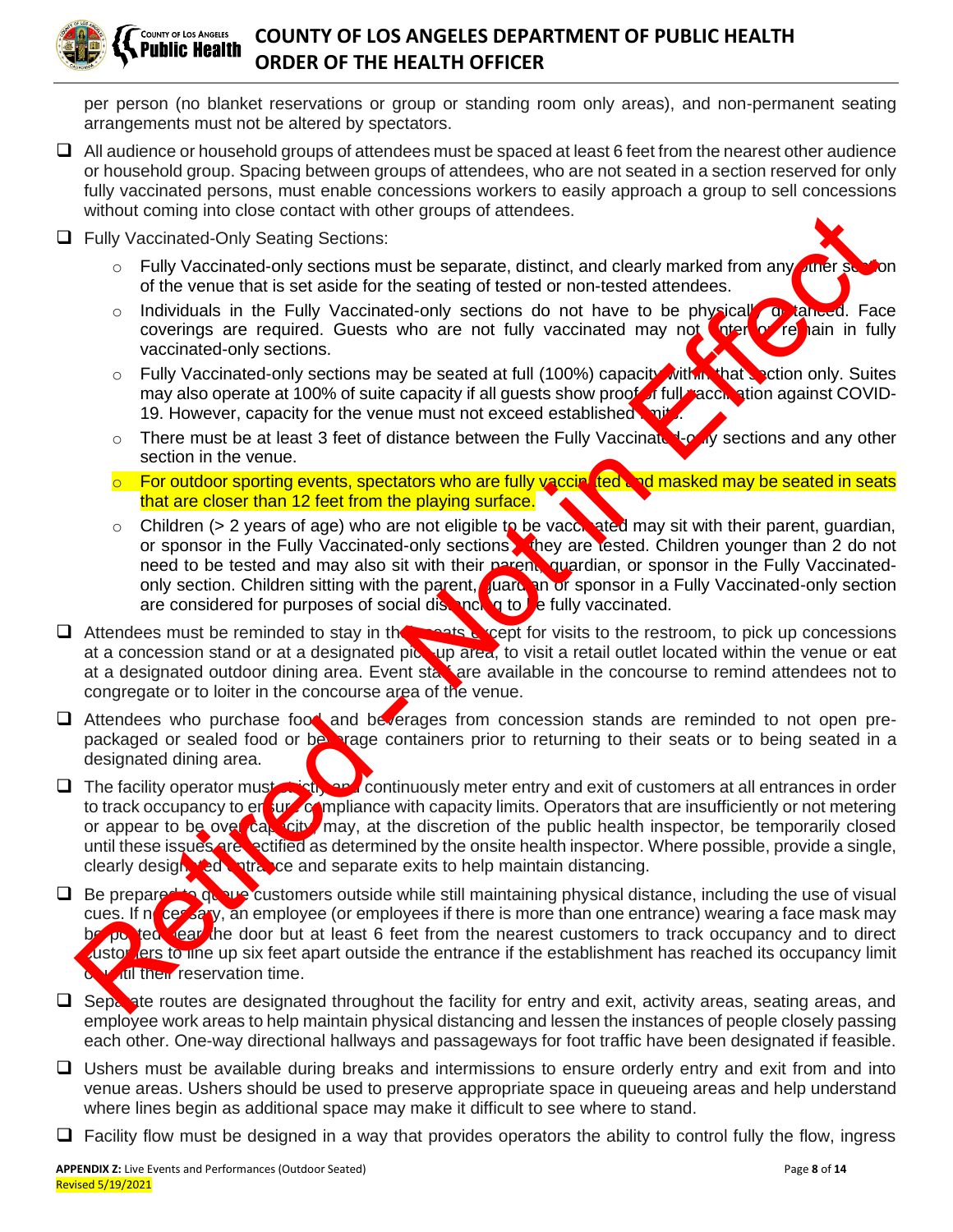per person (no blanket reservations or group or standing room only areas), and non-permanent seating arrangements must not be altered by spectators.

- ☐ All audience or household groups of attendees must be spaced at least 6 feet from the nearest other audience or household group. Spacing between groups of attendees, who are not seated in a section reserved for only fully vaccinated persons, must enable concessions workers to easily approach a group to sell concessions without coming into close contact with other groups of attendees.
- ☐ Fully Vaccinated-Only Seating Sections:
  - Fully Vaccinated-only sections must be separate, distinct, and clearly marked from any other section of the venue that is set aside for the seating of tested or non-tested attendees.
  - Individuals in the Fully Vaccinated-only sections do not have to be physically distanced. Face coverings are required. Guests who are not fully vaccinated may not enter or remain in fully vaccinated-only sections.
  - Fully Vaccinated-only sections may be seated at full (100%) capacity within that section only. Suites may also operate at 100% of suite capacity if all guests show proof of full vaccination against COVID-19. However, capacity for the venue must not exceed established limits.
  - There must be at least 3 feet of distance between the Fully Vaccinated-only sections and any other section in the venue.
  - For outdoor sporting events, spectators who are fully vaccinated and masked may be seated in seats that are closer than 12 feet from the playing surface.
  - Children (> 2 years of age) who are not eligible to be vaccinated may sit with their parent, guardian, or sponsor in the Fully Vaccinated-only sections if they are tested. Children younger than 2 do not need to be tested and may also sit with their parent, guardian, or sponsor in the Fully Vaccinated-only section. Children sitting with the parent, guardian or sponsor in a Fully Vaccinated-only section are considered for purposes of social distancing to be fully vaccinated.
- ☐ Attendees must be reminded to stay in their seats except for visits to the restroom, to pick up concessions at a concession stand or at a designated pick-up area, to visit a retail outlet located within the venue or eat at a designated outdoor dining area. Event staff are available in the concourse to remind attendees not to congregate or to loiter in the concourse area of the venue.
- ☐ Attendees who purchase food and beverages from concession stands are reminded to not open pre-packaged or sealed food or beverage containers prior to returning to their seats or to being seated in a designated dining area.
- ☐ The facility operator must strictly and continuously meter entry and exit of customers at all entrances in order to track occupancy to ensure compliance with capacity limits. Operators that are insufficiently or not metering or appear to be over capacity may, at the discretion of the public health inspector, be temporarily closed until these issues are rectified as determined by the onsite health inspector. Where possible, provide a single, clearly designated entrance and separate exits to help maintain distancing.
- ☐ Be prepared to queue customers outside while still maintaining physical distance, including the use of visual cues. If necessary, an employee (or employees if there is more than one entrance) wearing a face mask may be posted near the door but at least 6 feet from the nearest customers to track occupancy and to direct customers to line up six feet apart outside the entrance if the establishment has reached its occupancy limit or until their reservation time.
- ☐ Separate routes are designated throughout the facility for entry and exit, activity areas, seating areas, and employee work areas to help maintain physical distancing and lessen the instances of people closely passing each other. One-way directional hallways and passageways for foot traffic have been designated if feasible.
- ☐ Ushers must be available during breaks and intermissions to ensure orderly entry and exit from and into venue areas. Ushers should be used to preserve appropriate space in queueing areas and help understand where lines begin as additional space may make it difficult to see where to stand.
- ☐ Facility flow must be designed in a way that provides operators the ability to control fully the flow, ingress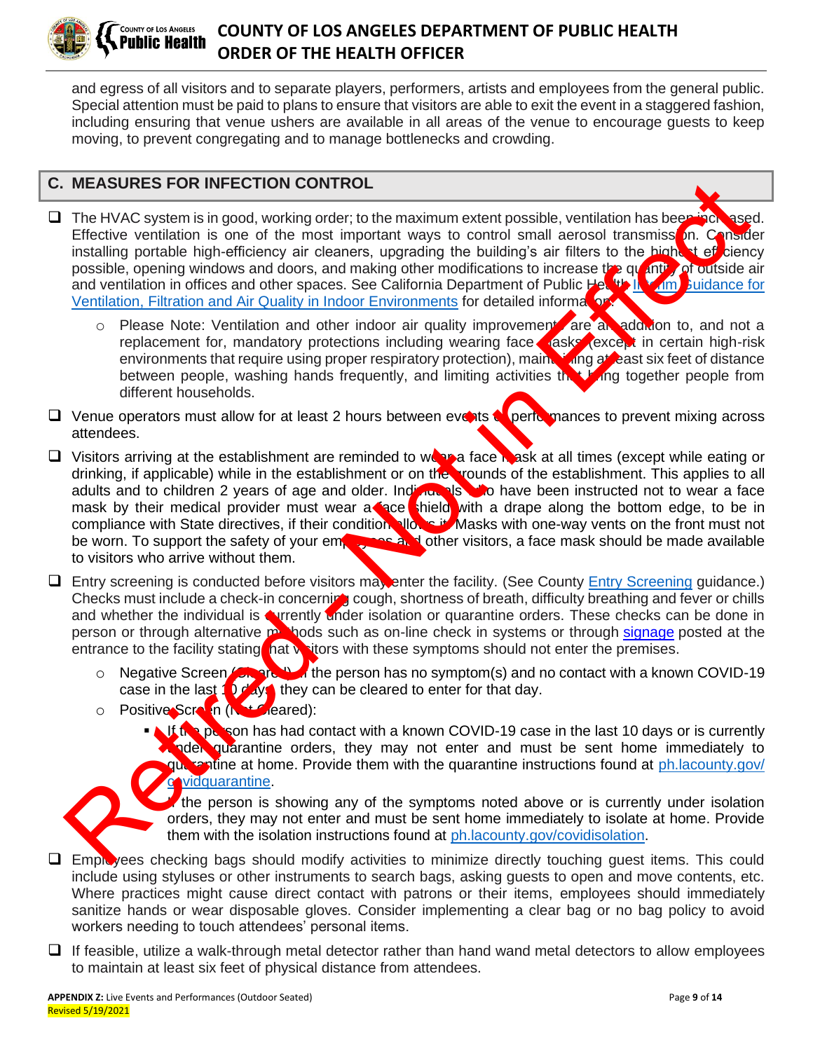and egress of all visitors and to separate players, performers, artists and employees from the general public. Special attention must be paid to plans to ensure that visitors are able to exit the event in a staggered fashion, including ensuring that venue ushers are available in all areas of the venue to encourage guests to keep moving, to prevent congregating and to manage bottlenecks and crowding.

## C. MEASURES FOR INFECTION CONTROL

- [ ] The HVAC system is in good, working order; to the maximum extent possible, ventilation has been increased. Effective ventilation is one of the most important ways to control small aerosol transmission. Consider installing portable high-efficiency air cleaners, upgrading the building's air filters to the highest efficiency possible, opening windows and doors, and making other modifications to increase the quantity of outside air and ventilation in offices and other spaces. See California Department of Public Health Interim Guidance for Ventilation, Filtration and Air Quality in Indoor Environments for detailed information.
  - Please Note: Ventilation and other indoor air quality improvements are an addition to, and not a replacement for, mandatory protections including wearing face masks (except in certain high-risk environments that require using proper respiratory protection), maintaining at least six feet of distance between people, washing hands frequently, and limiting activities that bring together people from different households.
- [ ] Venue operators must allow for at least 2 hours between events or performances to prevent mixing across attendees.
- [ ] Visitors arriving at the establishment are reminded to wear a face mask at all times (except while eating or drinking, if applicable) while in the establishment or on the grounds of the establishment. This applies to all adults and to children 2 years of age and older. Individuals who have been instructed not to wear a face mask by their medical provider must wear a face shield with a drape along the bottom edge, to be in compliance with State directives, if their condition allows it. Masks with one-way vents on the front must not be worn. To support the safety of your employees and other visitors, a face mask should be made available to visitors who arrive without them.
- [ ] Entry screening is conducted before visitors may enter the facility. (See County Entry Screening guidance.) Checks must include a check-in concerning cough, shortness of breath, difficulty breathing and fever or chills and whether the individual is currently under isolation or quarantine orders. These checks can be done in person or through alternative methods such as on-line check in systems or through signage posted at the entrance to the facility stating that visitors with these symptoms should not enter the premises.
  - Negative Screen (Cleared). If the person has no symptom(s) and no contact with a known COVID-19 case in the last 10 days, they can be cleared to enter for that day.
  - Positive Screen (Not Cleared):
    - If the person has had contact with a known COVID-19 case in the last 10 days or is currently under quarantine orders, they may not enter and must be sent home immediately to quarantine at home. Provide them with the quarantine instructions found at ph.lacounty.gov/covidquarantine.
    - If the person is showing any of the symptoms noted above or is currently under isolation orders, they may not enter and must be sent home immediately to isolate at home. Provide them with the isolation instructions found at ph.lacounty.gov/covidisolation.
- [ ] Employees checking bags should modify activities to minimize directly touching guest items. This could include using styluses or other instruments to search bags, asking guests to open and move contents, etc. Where practices might cause direct contact with patrons or their items, employees should immediately sanitize hands or wear disposable gloves. Consider implementing a clear bag or no bag policy to avoid workers needing to touch attendees' personal items.
- [ ] If feasible, utilize a walk-through metal detector rather than hand wand metal detectors to allow employees to maintain at least six feet of physical distance from attendees.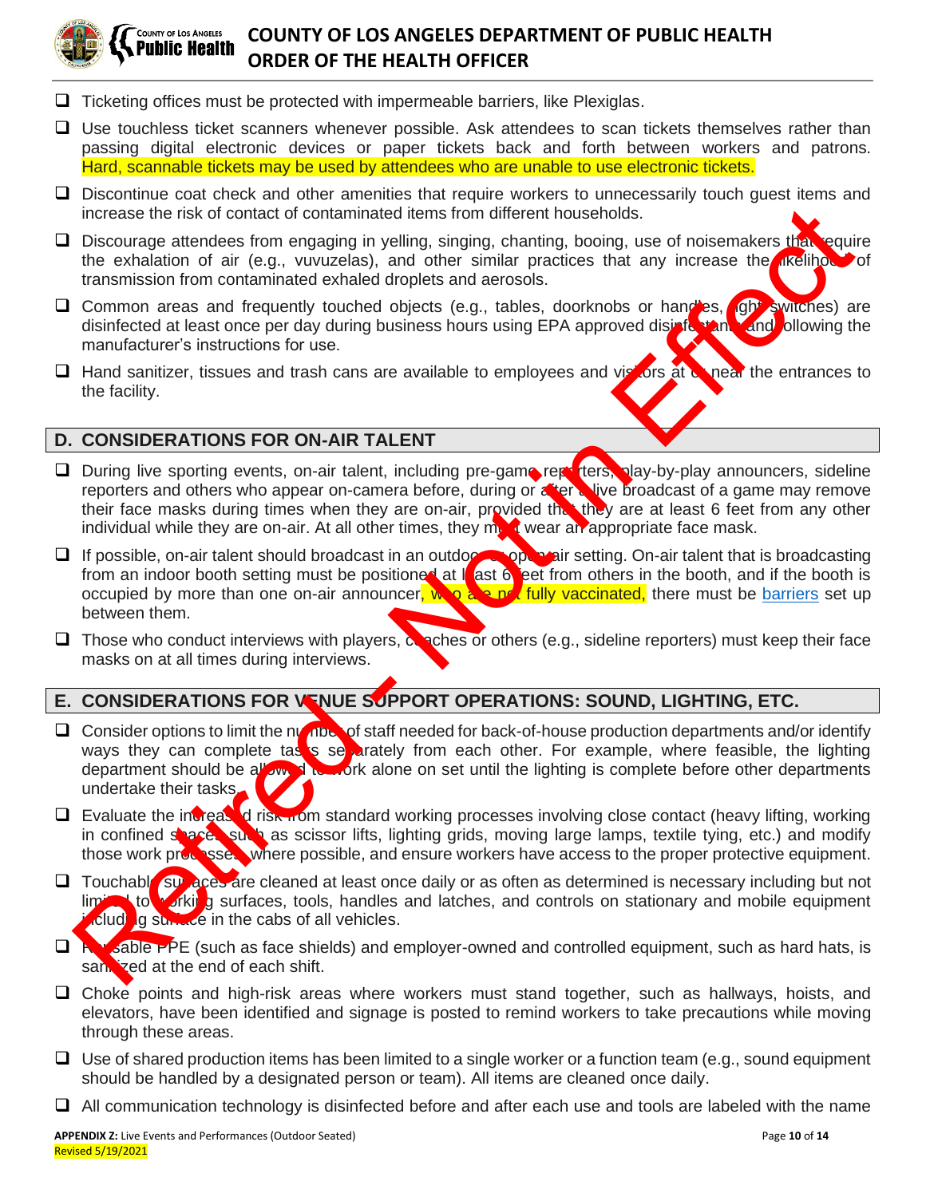- ☐ Ticketing offices must be protected with impermeable barriers, like Plexiglas.
- ☐ Use touchless ticket scanners whenever possible. Ask attendees to scan tickets themselves rather than passing digital electronic devices or paper tickets back and forth between workers and patrons. Hard, scannable tickets may be used by attendees who are unable to use electronic tickets.
- ☐ Discontinue coat check and other amenities that require workers to unnecessarily touch guest items and increase the risk of contact of contaminated items from different households.
- ☐ Discourage attendees from engaging in yelling, singing, chanting, booing, use of noisemakers that require the exhalation of air (e.g., vuvuzelas), and other similar practices that any increase the likelihood of transmission from contaminated exhaled droplets and aerosols.
- ☐ Common areas and frequently touched objects (e.g., tables, doorknobs or handles, light switches) are disinfected at least once per day during business hours using EPA approved disinfectants and following the manufacturer's instructions for use.
- ☐ Hand sanitizer, tissues and trash cans are available to employees and visitors at or near the entrances to the facility.

## D. CONSIDERATIONS FOR ON-AIR TALENT

- ☐ During live sporting events, on-air talent, including pre-game reporters, play-by-play announcers, sideline reporters and others who appear on-camera before, during or after a live broadcast of a game may remove their face masks during times when they are on-air, provided that they are at least 6 feet from any other individual while they are on-air. At all other times, they must wear an appropriate face mask.
- ☐ If possible, on-air talent should broadcast in an outdoor or open-air setting. On-air talent that is broadcasting from an indoor booth setting must be positioned at least 6 feet from others in the booth, and if the booth is occupied by more than one on-air announcer, who are not fully vaccinated, there must be barriers set up between them.
- ☐ Those who conduct interviews with players, coaches or others (e.g., sideline reporters) must keep their face masks on at all times during interviews.

## E. CONSIDERATIONS FOR VENUE SUPPORT OPERATIONS: SOUND, LIGHTING, ETC.

- ☐ Consider options to limit the number of staff needed for back-of-house production departments and/or identify ways they can complete tasks separately from each other. For example, where feasible, the lighting department should be allowed to work alone on set until the lighting is complete before other departments undertake their tasks.
- ☐ Evaluate the increased risk from standard working processes involving close contact (heavy lifting, working in confined spaces such as scissor lifts, lighting grids, moving large lamps, textile tying, etc.) and modify those work processes where possible, and ensure workers have access to the proper protective equipment.
- ☐ Touchable surfaces are cleaned at least once daily or as often as determined is necessary including but not limited to working surfaces, tools, handles and latches, and controls on stationary and mobile equipment including surface in the cabs of all vehicles.
- ☐ Reusable PPE (such as face shields) and employer-owned and controlled equipment, such as hard hats, is sanitized at the end of each shift.
- ☐ Choke points and high-risk areas where workers must stand together, such as hallways, hoists, and elevators, have been identified and signage is posted to remind workers to take precautions while moving through these areas.
- ☐ Use of shared production items has been limited to a single worker or a function team (e.g., sound equipment should be handled by a designated person or team). All items are cleaned once daily.
- ☐ All communication technology is disinfected before and after each use and tools are labeled with the name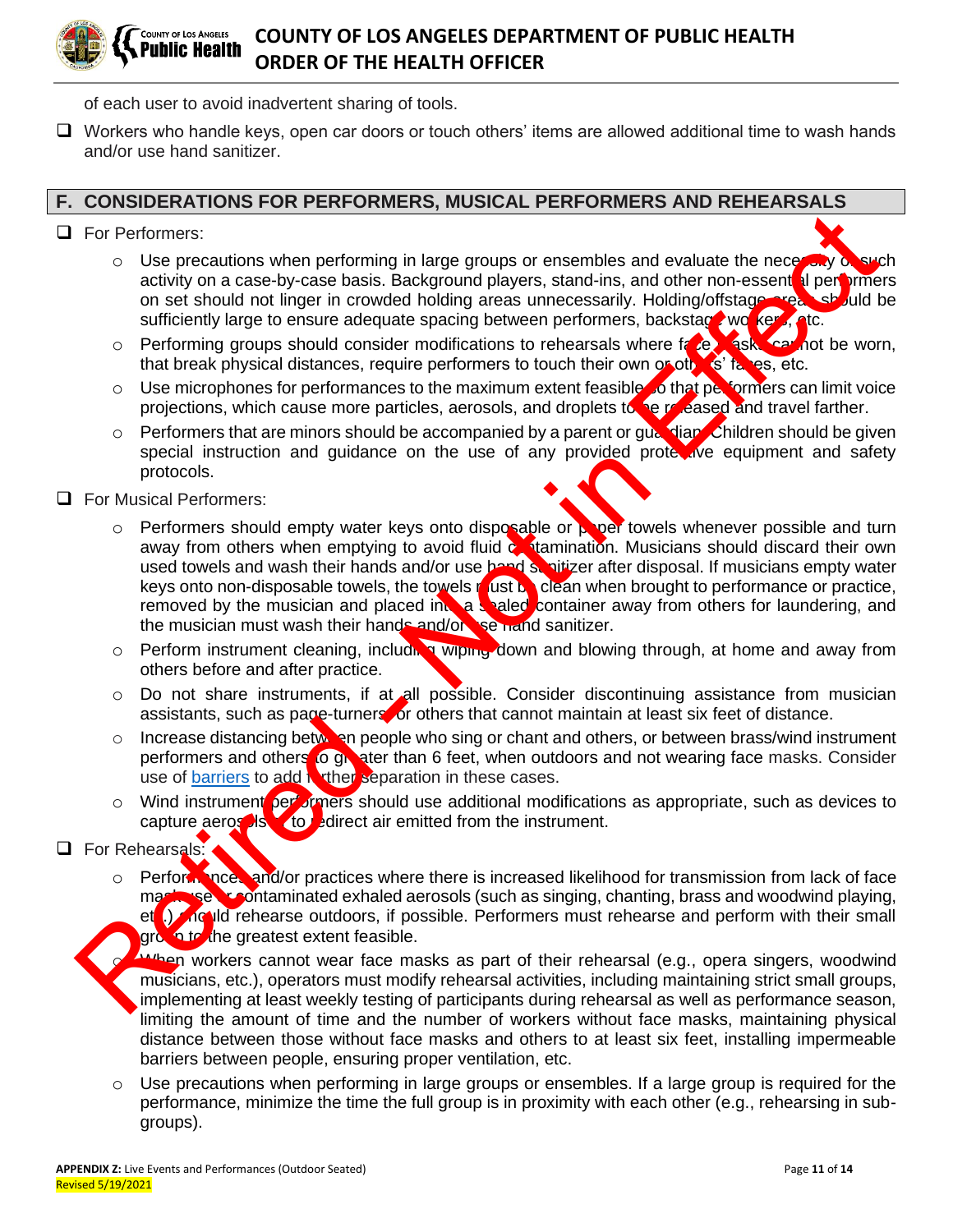of each user to avoid inadvertent sharing of tools.

- ❑ Workers who handle keys, open car doors or touch others' items are allowed additional time to wash hands and/or use hand sanitizer.

## F. CONSIDERATIONS FOR PERFORMERS, MUSICAL PERFORMERS AND REHEARSALS

- ❑ For Performers:
  - Use precautions when performing in large groups or ensembles and evaluate the necessity of such activity on a case-by-case basis. Background players, stand-ins, and other non-essential performers on set should not linger in crowded holding areas unnecessarily. Holding/offstage areas should be sufficiently large to ensure adequate spacing between performers, backstage workers, etc.
  - Performing groups should consider modifications to rehearsals where face masks cannot be worn, that break physical distances, require performers to touch their own or others' faces, etc.
  - Use microphones for performances to the maximum extent feasible so that performers can limit voice projections, which cause more particles, aerosols, and droplets to be released and travel farther.
  - Performers that are minors should be accompanied by a parent or guardian. Children should be given special instruction and guidance on the use of any provided protective equipment and safety protocols.
- ❑ For Musical Performers:
  - Performers should empty water keys onto disposable or paper towels whenever possible and turn away from others when emptying to avoid fluid contamination. Musicians should discard their own used towels and wash their hands and/or use hand sanitizer after disposal. If musicians empty water keys onto non-disposable towels, the towels must be clean when brought to performance or practice, removed by the musician and placed into a sealed container away from others for laundering, and the musician must wash their hands and/or use hand sanitizer.
  - Perform instrument cleaning, including wiping down and blowing through, at home and away from others before and after practice.
  - Do not share instruments, if at all possible. Consider discontinuing assistance from musician assistants, such as page-turners, or others that cannot maintain at least six feet of distance.
  - Increase distancing between people who sing or chant and others, or between brass/wind instrument performers and others to greater than 6 feet, when outdoors and not wearing face masks. Consider use of barriers to add further separation in these cases.
  - Wind instrument performers should use additional modifications as appropriate, such as devices to capture aerosols or to redirect air emitted from the instrument.
- ❑ For Rehearsals:
  - Performances and/or practices where there is increased likelihood for transmission from lack of face mask use or contaminated exhaled aerosols (such as singing, chanting, brass and woodwind playing, etc.) should rehearse outdoors, if possible. Performers must rehearse and perform with their small group to the greatest extent feasible.
  - When workers cannot wear face masks as part of their rehearsal (e.g., opera singers, woodwind musicians, etc.), operators must modify rehearsal activities, including maintaining strict small groups, implementing at least weekly testing of participants during rehearsal as well as performance season, limiting the amount of time and the number of workers without face masks, maintaining physical distance between those without face masks and others to at least six feet, installing impermeable barriers between people, ensuring proper ventilation, etc.
  - Use precautions when performing in large groups or ensembles. If a large group is required for the performance, minimize the time the full group is in proximity with each other (e.g., rehearsing in sub-groups).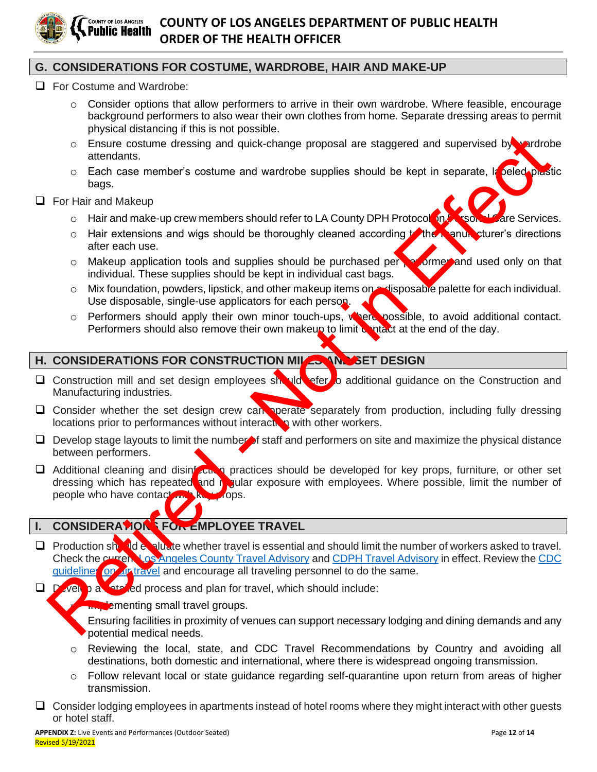## G. CONSIDERATIONS FOR COSTUME, WARDROBE, HAIR AND MAKE-UP

- ❑ For Costume and Wardrobe:
  - Consider options that allow performers to arrive in their own wardrobe. Where feasible, encourage background performers to also wear their own clothes from home. Separate dressing areas to permit physical distancing if this is not possible.
  - Ensure costume dressing and quick-change proposal are staggered and supervised by wardrobe attendants.
  - Each case member's costume and wardrobe supplies should be kept in separate, labeled plastic bags.
- ❑ For Hair and Makeup
  - Hair and make-up crew members should refer to LA County DPH Protocol on Personal Care Services.
  - Hair extensions and wigs should be thoroughly cleaned according to the manufacturer's directions after each use.
  - Makeup application tools and supplies should be purchased per performer and used only on that individual. These supplies should be kept in individual cast bags.
  - Mix foundation, powders, lipstick, and other makeup items on a disposable palette for each individual. Use disposable, single-use applicators for each person.
  - Performers should apply their own minor touch-ups, where possible, to avoid additional contact. Performers should also remove their own makeup to limit contact at the end of the day.

## H. CONSIDERATIONS FOR CONSTRUCTION MILLS AND SET DESIGN

- ❑ Construction mill and set design employees should refer to additional guidance on the Construction and Manufacturing industries.
- ❑ Consider whether the set design crew can operate separately from production, including fully dressing locations prior to performances without interaction with other workers.
- ❑ Develop stage layouts to limit the number of staff and performers on site and maximize the physical distance between performers.
- ❑ Additional cleaning and disinfection practices should be developed for key props, furniture, or other set dressing which has repeated and regular exposure with employees. Where possible, limit the number of people who have contact with key props.

## I. CONSIDERATIONS FOR EMPLOYEE TRAVEL

- ❑ Production should evaluate whether travel is essential and should limit the number of workers asked to travel. Check the current Los Angeles County Travel Advisory and CDPH Travel Advisory in effect. Review the CDC guidelines on air travel and encourage all traveling personnel to do the same.
- ❑ Develop a detailed process and plan for travel, which should include:
  - Implementing small travel groups.
  - Ensuring facilities in proximity of venues can support necessary lodging and dining demands and any potential medical needs.
  - Reviewing the local, state, and CDC Travel Recommendations by Country and avoiding all destinations, both domestic and international, where there is widespread ongoing transmission.
  - Follow relevant local or state guidance regarding self-quarantine upon return from areas of higher transmission.
- ❑ Consider lodging employees in apartments instead of hotel rooms where they might interact with other guests or hotel staff.

Retired - Not in Effect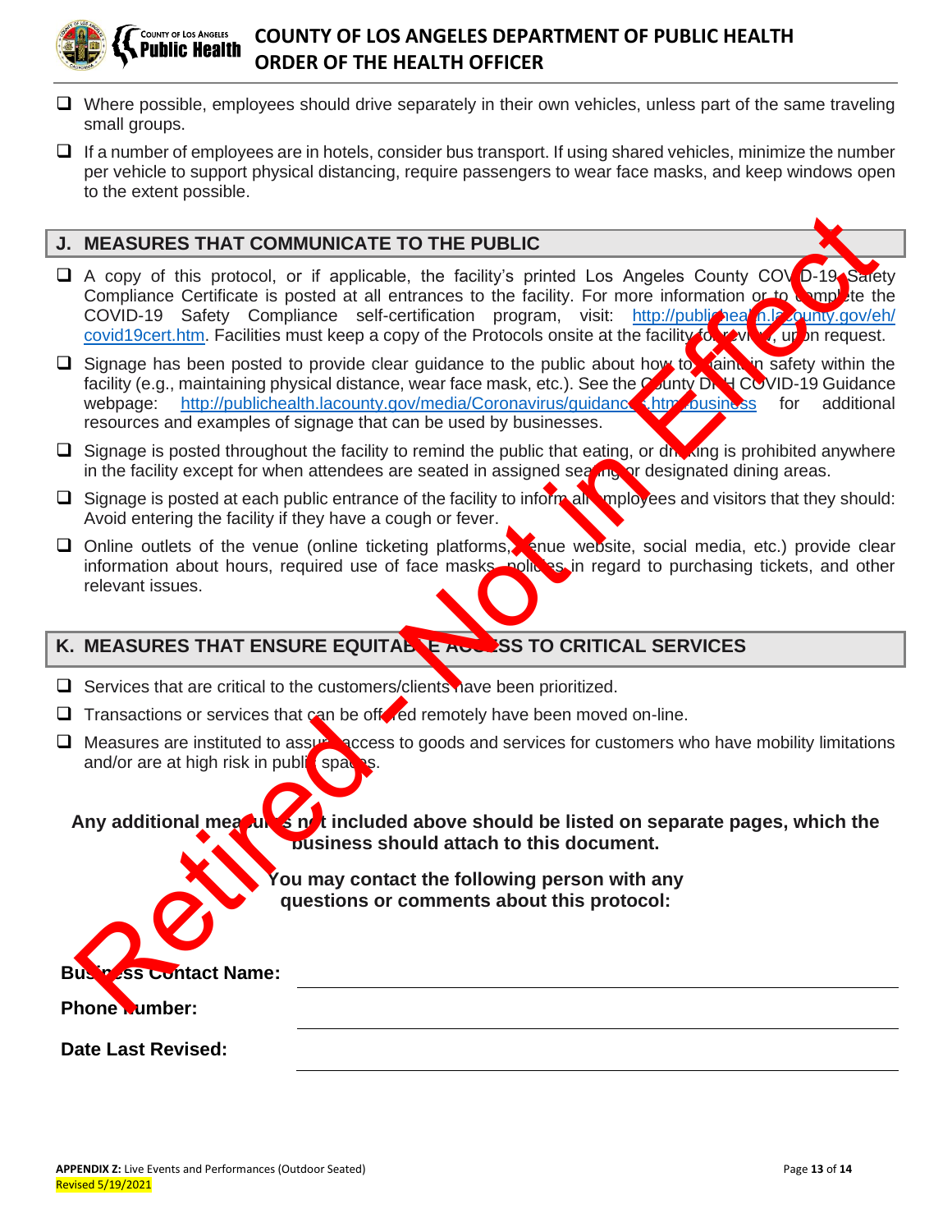- [ ] Where possible, employees should drive separately in their own vehicles, unless part of the same traveling small groups.
- [ ] If a number of employees are in hotels, consider bus transport. If using shared vehicles, minimize the number per vehicle to support physical distancing, require passengers to wear face masks, and keep windows open to the extent possible.

## J. MEASURES THAT COMMUNICATE TO THE PUBLIC

- [ ] A copy of this protocol, or if applicable, the facility's printed Los Angeles County COVID-19 Safety Compliance Certificate is posted at all entrances to the facility. For more information or to complete the COVID-19 Safety Compliance self-certification program, visit: http://publichealth.lacounty.gov/eh/covid19cert.htm. Facilities must keep a copy of the Protocols onsite at the facility for review, upon request.
- [ ] Signage has been posted to provide clear guidance to the public about how to maintain safety within the facility (e.g., maintaining physical distance, wear face mask, etc.). See the County DPH COVID-19 Guidance webpage: http://publichealth.lacounty.gov/media/Coronavirus/guidances.htm#business for additional resources and examples of signage that can be used by businesses.
- [ ] Signage is posted throughout the facility to remind the public that eating, or drinking is prohibited anywhere in the facility except for when attendees are seated in assigned seating or designated dining areas.
- [ ] Signage is posted at each public entrance of the facility to inform all employees and visitors that they should: Avoid entering the facility if they have a cough or fever.
- [ ] Online outlets of the venue (online ticketing platforms, venue website, social media, etc.) provide clear information about hours, required use of face masks, policies in regard to purchasing tickets, and other relevant issues.

## K. MEASURES THAT ENSURE EQUITABLE ACCESS TO CRITICAL SERVICES

- [ ] Services that are critical to the customers/clients have been prioritized.
- [ ] Transactions or services that can be offered remotely have been moved on-line.
- [ ] Measures are instituted to assure access to goods and services for customers who have mobility limitations and/or are at high risk in public spaces.

**Any additional measures not included above should be listed on separate pages, which the business should attach to this document.**

**You may contact the following person with any questions or comments about this protocol:**

**Business Contact Name:** ______________________________

**Phone Number:** ______________________________

**Date Last Revised:** ______________________________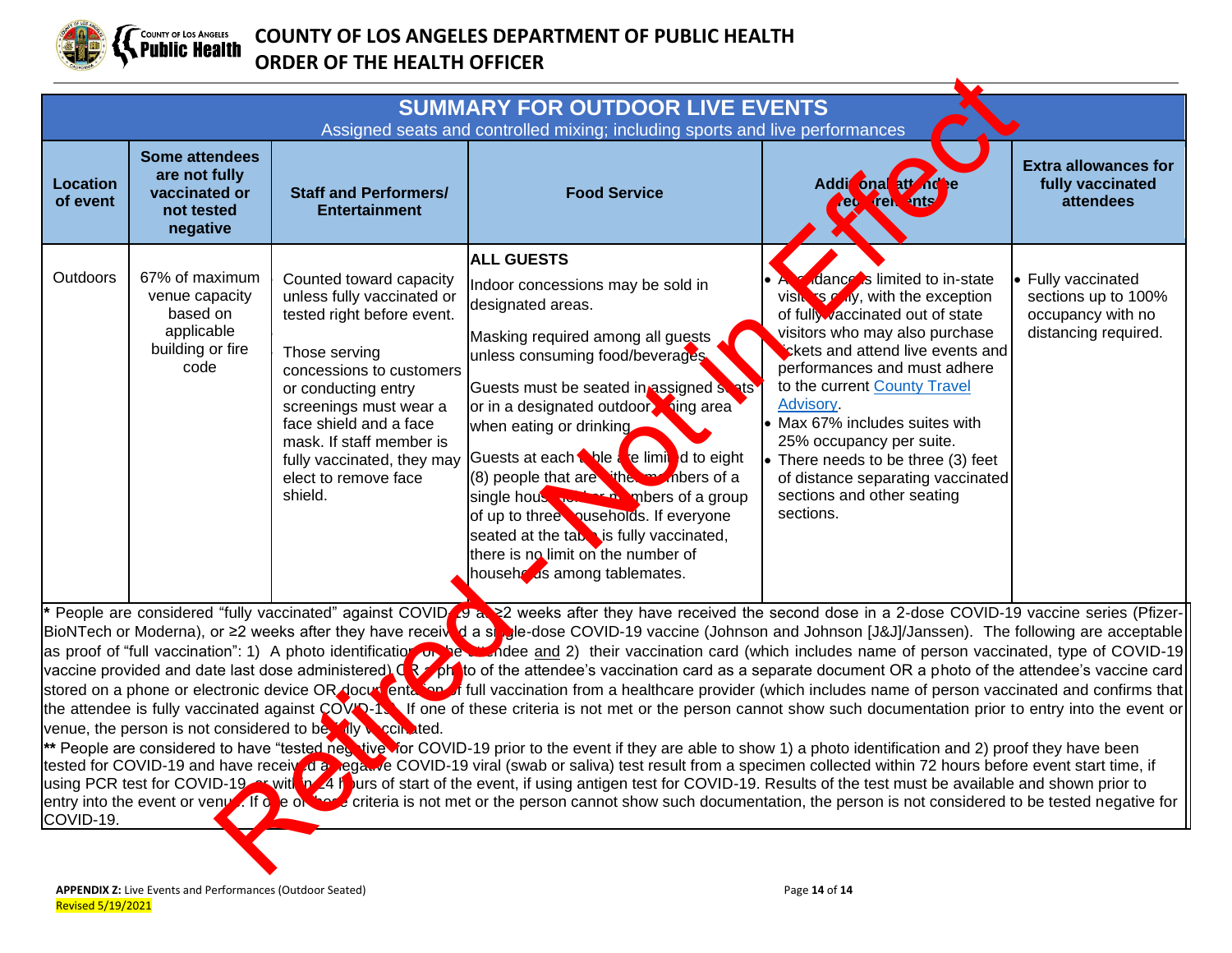# COUNTY OF LOS ANGELES DEPARTMENT OF PUBLIC HEALTH
# ORDER OF THE HEALTH OFFICER

Retired - Not in Effect

## SUMMARY FOR OUTDOOR LIVE EVENTS

Assigned seats and controlled mixing; including sports and live performances

| Location of event | Some attendees are not fully vaccinated or not tested negative | Staff and Performers/ Entertainment | Food Service | Additional attendee requirements | Extra allowances for fully vaccinated attendees |
|---|---|---|---|---|---|
| Outdoors | 67% of maximum venue capacity based on applicable building or fire code | Counted toward capacity unless fully vaccinated or tested right before event.<br><br>Those serving concessions to customers or conducting entry screenings must wear a face shield and a face mask. If staff member is fully vaccinated, they may elect to remove face shield. | **ALL GUESTS**<br>Indoor concessions may be sold in designated areas.<br><br>Masking required among all guests unless consuming food/beverages.<br><br>Guests must be seated in assigned seats or in a designated outdoor dining area when eating or drinking.<br><br>Guests at each table are limited to eight (8) people that are either members of a single household or members of a group of up to three households. If everyone seated at the table is fully vaccinated, there is no limit on the number of households among tablemates. | • Attendance is limited to in-state visitors only, with the exception of fully vaccinated out of state visitors who may also purchase tickets and attend live events and performances and must adhere to the current County Travel Advisory.<br>• Max 67% includes suites with 25% occupancy per suite.<br>• There needs to be three (3) feet of distance separating vaccinated sections and other seating sections. | • Fully vaccinated sections up to 100% occupancy with no distancing required. |

* People are considered "fully vaccinated" against COVID-19 at ≥2 weeks after they have received the second dose in a 2-dose COVID-19 vaccine series (Pfizer-BioNTech or Moderna), or ≥2 weeks after they have received a single-dose COVID-19 vaccine (Johnson and Johnson [J&J]/Janssen). The following are acceptable as proof of "full vaccination": 1) A photo identification of the attendee and 2) their vaccination card (which includes name of person vaccinated, type of COVID-19 vaccine provided and date last dose administered) OR a photo of the attendee's vaccination card as a separate document OR a photo of the attendee's vaccine card stored on a phone or electronic device OR documentation of full vaccination from a healthcare provider (which includes name of person vaccinated and confirms that the attendee is fully vaccinated against COVID-19). If one of these criteria is not met or the person cannot show such documentation prior to entry into the event or venue, the person is not considered to be fully vaccinated.

** People are considered to have "tested negative" for COVID-19 prior to the event if they are able to show 1) a photo identification and 2) proof they have been tested for COVID-19 and have received a negative COVID-19 viral (swab or saliva) test result from a specimen collected within 72 hours before event start time, if using PCR test for COVID-19, or within 24 hours of start of the event, if using antigen test for COVID-19. Results of the test must be available and shown prior to entry into the event or venue. If one of these criteria is not met or the person cannot show such documentation, the person is not considered to be tested negative for COVID-19.

APPENDIX Z: Live Events and Performances (Outdoor Seated)
Revised 5/19/2021